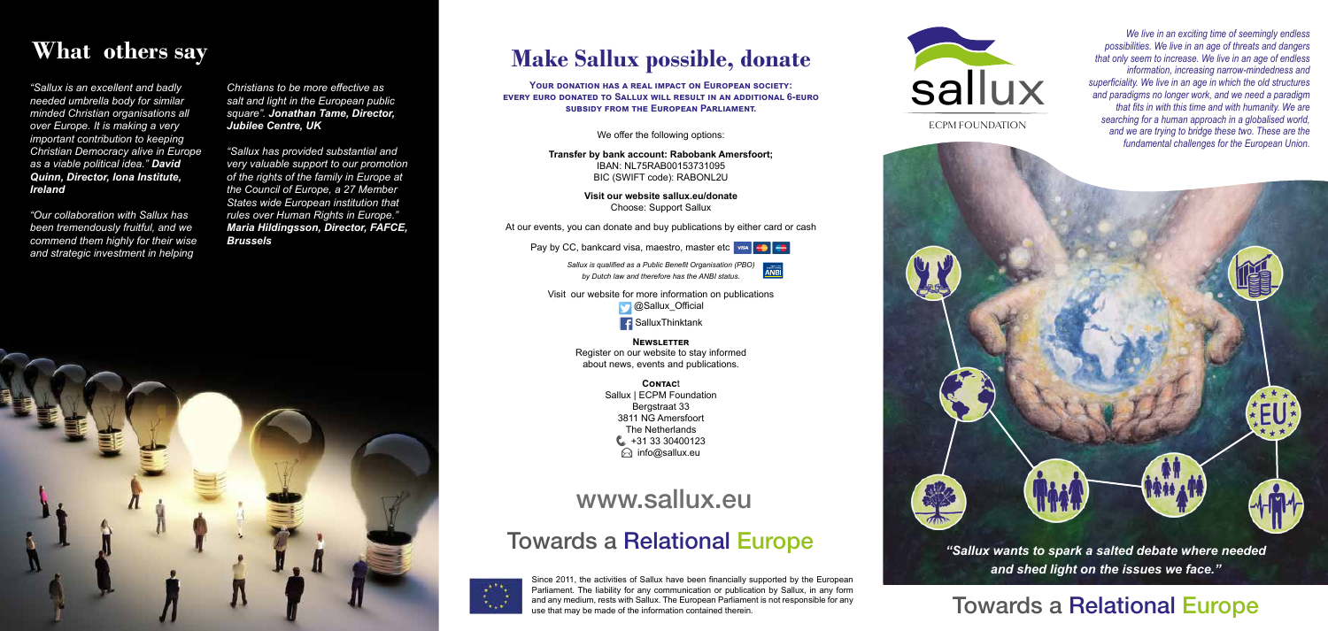## What others say

*"Sallux is an excellent and badly needed umbrella body for similar minded Christian organisations all over Europe. It is making a very important contribution to keeping Christian Democracy alive in Europe as a viable political idea." **David Quinn, Director, Iona Institute, Ireland***

*"Our collaboration with Sallux has been tremendously fruitful, and we commend them highly for their wise and strategic investment in helping Christians to be more effective as salt and light in the European public square". **Jonathan Tame, Director, Jubilee Centre, UK***

*"Sallux has provided substantial and very valuable support to our promotion of the rights of the family in Europe at the Council of Europe, a 27 Member States wide European institution that rules over Human Rights in Europe." **Maria Hildingsson, Director, FAFCE, Brussels***

## Make Sallux possible, donate

**Your donation has a real impact on European society: every euro donated to Sallux will result in an additional 6-euro subsidy from the European Parliament.**

We offer the following options:

**Transfer by bank account: Rabobank Amersfoort;**
IBAN: NL75RAB00153731095
BIC (SWIFT code): RABONL2U

**Visit our website sallux.eu/donate**
Choose: Support Sallux

At our events, you can donate and buy publications by either card or cash

Pay by CC, bankcard visa, maestro, master etc

*Sallux is qualified as a Public Benefit Organisation (PBO) by Dutch law and therefore has the ANBI status.*

Visit our website for more information on publications
@Sallux_Official
SalluxThinktank

**Newsletter**
Register on our website to stay informed about news, events and publications.

**Contact**
Sallux | ECPM Foundation
Bergstraat 33
3811 NG Amersfoort
The Netherlands
+31 33 30400123
info@sallux.eu

## www.sallux.eu

## Towards a Relational Europe

Since 2011, the activities of Sallux have been financially supported by the European Parliament. The liability for any communication or publication by Sallux, in any form and any medium, rests with Sallux. The European Parliament is not responsible for any use that may be made of the information contained therein.

sallux
ECPM FOUNDATION

*We live in an exciting time of seemingly endless possibilities. We live in an age of threats and dangers that only seem to increase. We live in an age of endless information, increasing narrow-mindedness and superficiality. We live in an age in which the old structures and paradigms no longer work, and we need a paradigm that fits in with this time and with humanity. We are searching for a human approach in a globalised world, and we are trying to bridge these two. These are the fundamental challenges for the European Union.*

***"Sallux wants to spark a salted debate where needed and shed light on the issues we face."***

## Towards a Relational Europe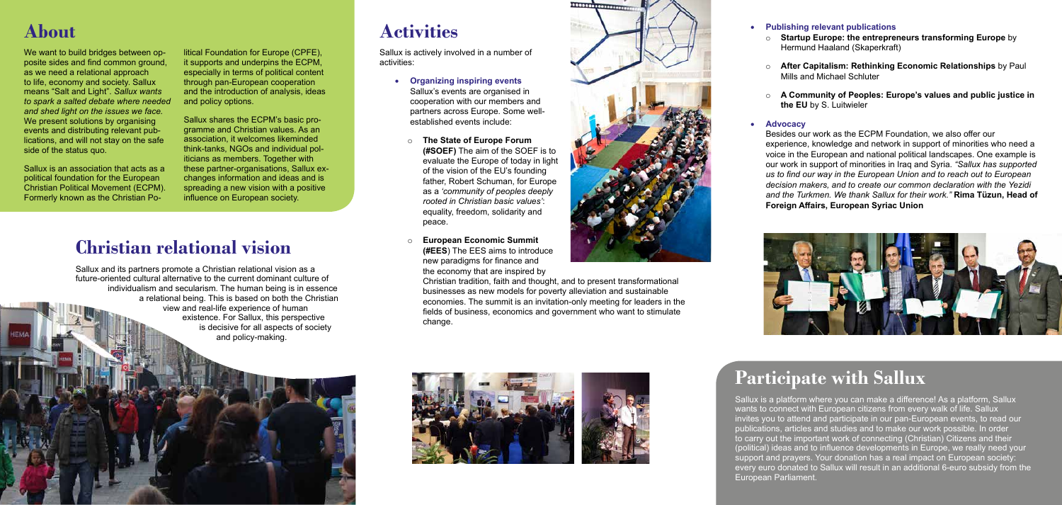## About

We want to build bridges between opposite sides and find common ground, as we need a relational approach to life, economy and society. Sallux means "Salt and Light". *Sallux wants to spark a salted debate where needed and shed light on the issues we face.* We present solutions by organising events and distributing relevant publications, and will not stay on the safe side of the status quo.

Sallux is an association that acts as a political foundation for the European Christian Political Movement (ECPM). Formerly known as the Christian Political Foundation for Europe (CPFE), it supports and underpins the ECPM, especially in terms of political content through pan-European cooperation and the introduction of analysis, ideas and policy options.

Sallux shares the ECPM's basic programme and Christian values. As an association, it welcomes likeminded think-tanks, NGOs and individual politicians as members. Together with these partner-organisations, Sallux exchanges information and ideas and is spreading a new vision with a positive influence on European society.

## Christian relational vision

Sallux and its partners promote a Christian relational vision as a future-oriented cultural alternative to the current dominant culture of individualism and secularism. The human being is in essence a relational being. This is based on both the Christian view and real-life experience of human existence. For Sallux, this perspective is decisive for all aspects of society and policy-making.

## Activities

Sallux is actively involved in a number of activities:

- **Organizing inspiring events**
  Sallux's events are organised in cooperation with our members and partners across Europe. Some well-established events include:
  - **The State of Europe Forum (#SOEF)** The aim of the SOEF is to evaluate the Europe of today in light of the vision of the EU's founding father, Robert Schuman, for Europe as a *'community of peoples deeply rooted in Christian basic values'*: equality, freedom, solidarity and peace.
  - **European Economic Summit (#EES**) The EES aims to introduce new paradigms for finance and the economy that are inspired by Christian tradition, faith and thought, and to present transformational businesses as new models for poverty alleviation and sustainable economies. The summit is an invitation-only meeting for leaders in the fields of business, economics and government who want to stimulate change.

- **Publishing relevant publications**
  - **Startup Europe: the entrepreneurs transforming Europe** by Hermund Haaland (Skaperkraft)
  - **After Capitalism: Rethinking Economic Relationships** by Paul Mills and Michael Schluter
  - **A Community of Peoples: Europe's values and public justice in the EU** by S. Luitwieler

- **Advocacy**
  Besides our work as the ECPM Foundation, we also offer our experience, knowledge and network in support of minorities who need a voice in the European and national political landscapes. One example is our work in support of minorities in Iraq and Syria. *"Sallux has supported us to find our way in the European Union and to reach out to European decision makers, and to create our common declaration with the Yezidi and the Turkmen. We thank Sallux for their work."* **Rima Tüzun, Head of Foreign Affairs, European Syriac Union**

## Participate with Sallux

Sallux is a platform where you can make a difference! As a platform, Sallux wants to connect with European citizens from every walk of life. Sallux invites you to attend and participate in our pan-European events, to read our publications, articles and studies and to make our work possible. In order to carry out the important work of connecting (Christian) Citizens and their (political) ideas and to influence developments in Europe, we really need your support and prayers. Your donation has a real impact on European society: every euro donated to Sallux will result in an additional 6-euro subsidy from the European Parliament.